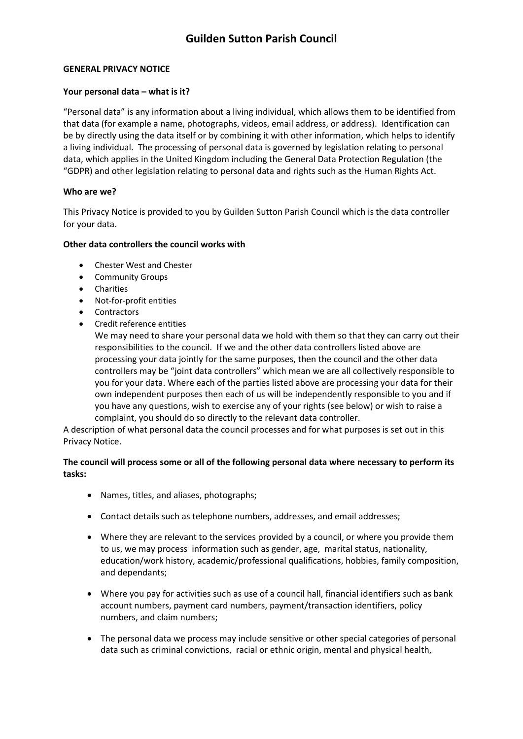# Guilden Sutton Parish Council

**GENERAL PRIVACY NOTICE**

**Your personal data – what is it?**

"Personal data" is any information about a living individual, which allows them to be identified from that data (for example a name, photographs, videos, email address, or address). Identification can be by directly using the data itself or by combining it with other information, which helps to identify a living individual. The processing of personal data is governed by legislation relating to personal data, which applies in the United Kingdom including the General Data Protection Regulation (the "GDPR) and other legislation relating to personal data and rights such as the Human Rights Act.

**Who are we?**

This Privacy Notice is provided to you by Guilden Sutton Parish Council which is the data controller for your data.

**Other data controllers the council works with**

- Chester West and Chester
- Community Groups
- Charities
- Not-for-profit entities
- Contractors
- Credit reference entities

  We may need to share your personal data we hold with them so that they can carry out their responsibilities to the council. If we and the other data controllers listed above are processing your data jointly for the same purposes, then the council and the other data controllers may be "joint data controllers" which mean we are all collectively responsible to you for your data. Where each of the parties listed above are processing your data for their own independent purposes then each of us will be independently responsible to you and if you have any questions, wish to exercise any of your rights (see below) or wish to raise a complaint, you should do so directly to the relevant data controller.

A description of what personal data the council processes and for what purposes is set out in this Privacy Notice.

**The council will process some or all of the following personal data where necessary to perform its tasks:**

- Names, titles, and aliases, photographs;
- Contact details such as telephone numbers, addresses, and email addresses;
- Where they are relevant to the services provided by a council, or where you provide them to us, we may process information such as gender, age, marital status, nationality, education/work history, academic/professional qualifications, hobbies, family composition, and dependants;
- Where you pay for activities such as use of a council hall, financial identifiers such as bank account numbers, payment card numbers, payment/transaction identifiers, policy numbers, and claim numbers;
- The personal data we process may include sensitive or other special categories of personal data such as criminal convictions, racial or ethnic origin, mental and physical health,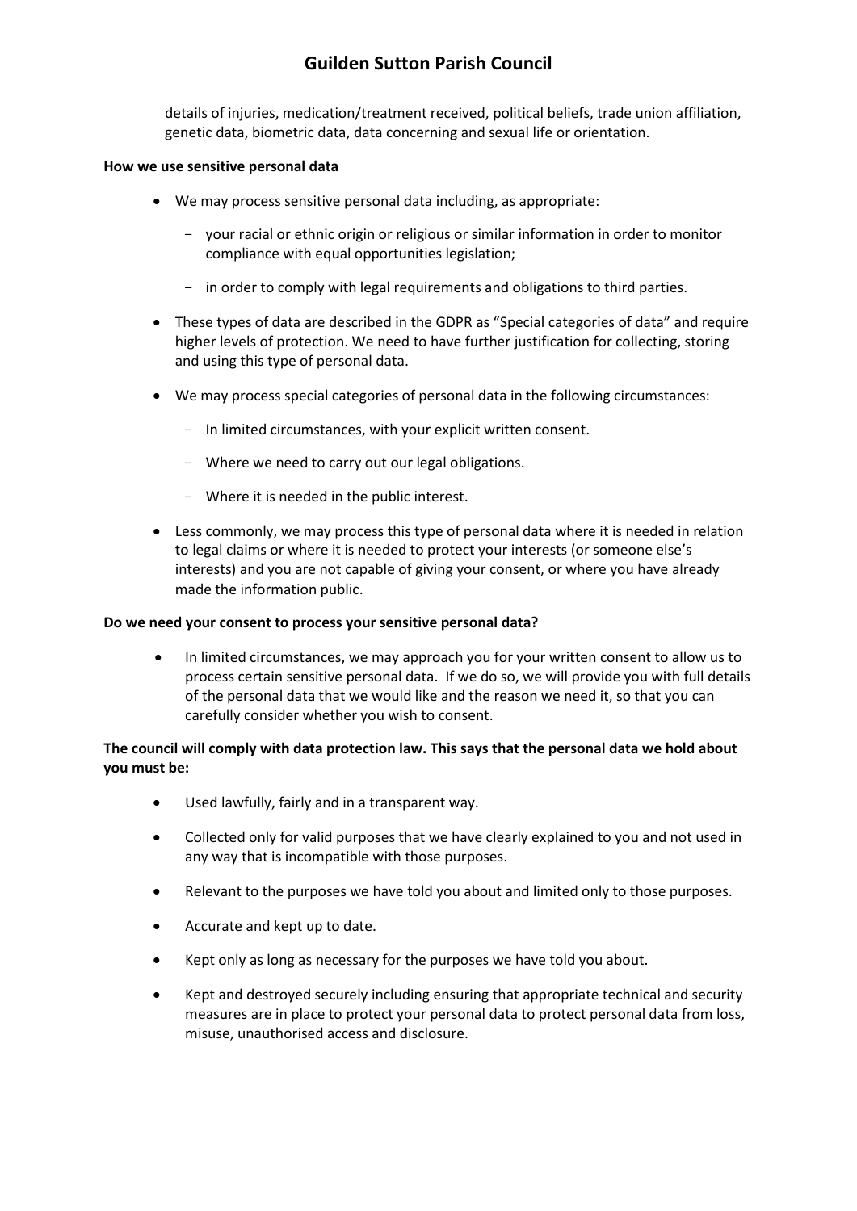details of injuries, medication/treatment received, political beliefs, trade union affiliation, genetic data, biometric data, data concerning and sexual life or orientation.

**How we use sensitive personal data**

- We may process sensitive personal data including, as appropriate:
  - your racial or ethnic origin or religious or similar information in order to monitor compliance with equal opportunities legislation;
  - in order to comply with legal requirements and obligations to third parties.
- These types of data are described in the GDPR as "Special categories of data" and require higher levels of protection. We need to have further justification for collecting, storing and using this type of personal data.
- We may process special categories of personal data in the following circumstances:
  - In limited circumstances, with your explicit written consent.
  - Where we need to carry out our legal obligations.
  - Where it is needed in the public interest.
- Less commonly, we may process this type of personal data where it is needed in relation to legal claims or where it is needed to protect your interests (or someone else's interests) and you are not capable of giving your consent, or where you have already made the information public.

**Do we need your consent to process your sensitive personal data?**

- In limited circumstances, we may approach you for your written consent to allow us to process certain sensitive personal data. If we do so, we will provide you with full details of the personal data that we would like and the reason we need it, so that you can carefully consider whether you wish to consent.

**The council will comply with data protection law. This says that the personal data we hold about you must be:**

- Used lawfully, fairly and in a transparent way.
- Collected only for valid purposes that we have clearly explained to you and not used in any way that is incompatible with those purposes.
- Relevant to the purposes we have told you about and limited only to those purposes.
- Accurate and kept up to date.
- Kept only as long as necessary for the purposes we have told you about.
- Kept and destroyed securely including ensuring that appropriate technical and security measures are in place to protect your personal data to protect personal data from loss, misuse, unauthorised access and disclosure.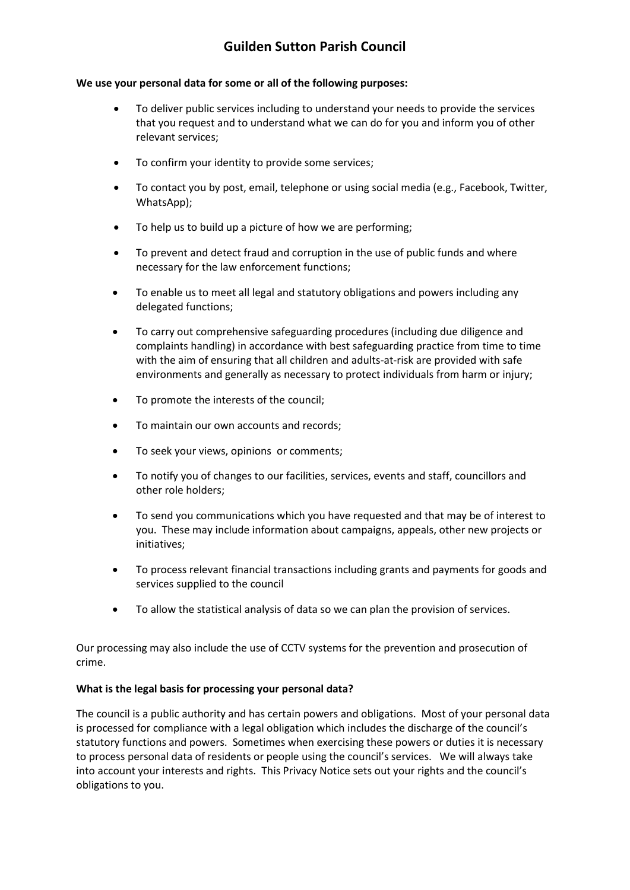# Guilden Sutton Parish Council

**We use your personal data for some or all of the following purposes:**

- To deliver public services including to understand your needs to provide the services that you request and to understand what we can do for you and inform you of other relevant services;
- To confirm your identity to provide some services;
- To contact you by post, email, telephone or using social media (e.g., Facebook, Twitter, WhatsApp);
- To help us to build up a picture of how we are performing;
- To prevent and detect fraud and corruption in the use of public funds and where necessary for the law enforcement functions;
- To enable us to meet all legal and statutory obligations and powers including any delegated functions;
- To carry out comprehensive safeguarding procedures (including due diligence and complaints handling) in accordance with best safeguarding practice from time to time with the aim of ensuring that all children and adults-at-risk are provided with safe environments and generally as necessary to protect individuals from harm or injury;
- To promote the interests of the council;
- To maintain our own accounts and records;
- To seek your views, opinions or comments;
- To notify you of changes to our facilities, services, events and staff, councillors and other role holders;
- To send you communications which you have requested and that may be of interest to you. These may include information about campaigns, appeals, other new projects or initiatives;
- To process relevant financial transactions including grants and payments for goods and services supplied to the council
- To allow the statistical analysis of data so we can plan the provision of services.

Our processing may also include the use of CCTV systems for the prevention and prosecution of crime.

**What is the legal basis for processing your personal data?**

The council is a public authority and has certain powers and obligations. Most of your personal data is processed for compliance with a legal obligation which includes the discharge of the council's statutory functions and powers. Sometimes when exercising these powers or duties it is necessary to process personal data of residents or people using the council's services. We will always take into account your interests and rights. This Privacy Notice sets out your rights and the council's obligations to you.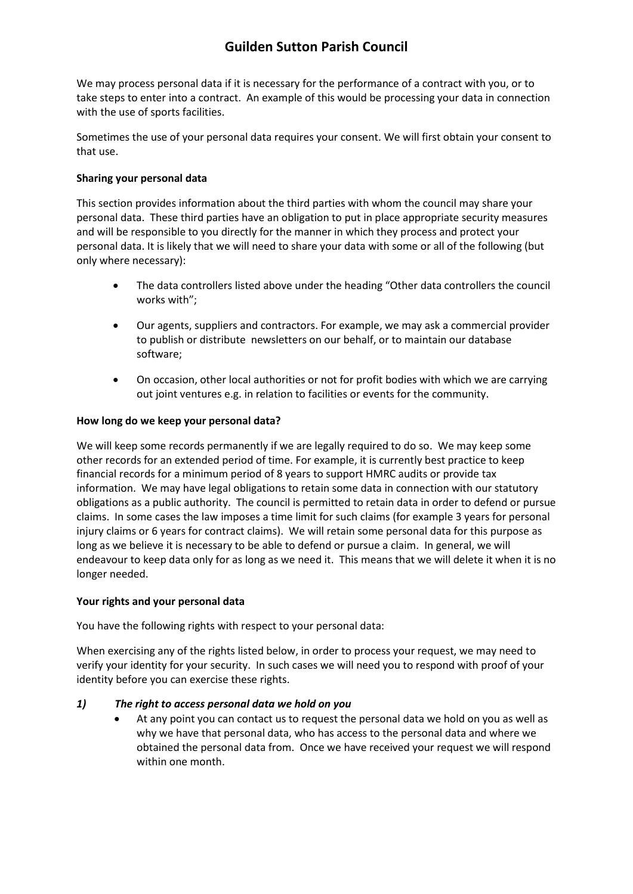We may process personal data if it is necessary for the performance of a contract with you, or to take steps to enter into a contract. An example of this would be processing your data in connection with the use of sports facilities.

Sometimes the use of your personal data requires your consent. We will first obtain your consent to that use.

**Sharing your personal data**

This section provides information about the third parties with whom the council may share your personal data. These third parties have an obligation to put in place appropriate security measures and will be responsible to you directly for the manner in which they process and protect your personal data. It is likely that we will need to share your data with some or all of the following (but only where necessary):

- The data controllers listed above under the heading "Other data controllers the council works with";
- Our agents, suppliers and contractors. For example, we may ask a commercial provider to publish or distribute newsletters on our behalf, or to maintain our database software;
- On occasion, other local authorities or not for profit bodies with which we are carrying out joint ventures e.g. in relation to facilities or events for the community.

**How long do we keep your personal data?**

We will keep some records permanently if we are legally required to do so. We may keep some other records for an extended period of time. For example, it is currently best practice to keep financial records for a minimum period of 8 years to support HMRC audits or provide tax information. We may have legal obligations to retain some data in connection with our statutory obligations as a public authority. The council is permitted to retain data in order to defend or pursue claims. In some cases the law imposes a time limit for such claims (for example 3 years for personal injury claims or 6 years for contract claims). We will retain some personal data for this purpose as long as we believe it is necessary to be able to defend or pursue a claim. In general, we will endeavour to keep data only for as long as we need it. This means that we will delete it when it is no longer needed.

**Your rights and your personal data**

You have the following rights with respect to your personal data:

When exercising any of the rights listed below, in order to process your request, we may need to verify your identity for your security. In such cases we will need you to respond with proof of your identity before you can exercise these rights.

***1) The right to access personal data we hold on you***

- At any point you can contact us to request the personal data we hold on you as well as why we have that personal data, who has access to the personal data and where we obtained the personal data from. Once we have received your request we will respond within one month.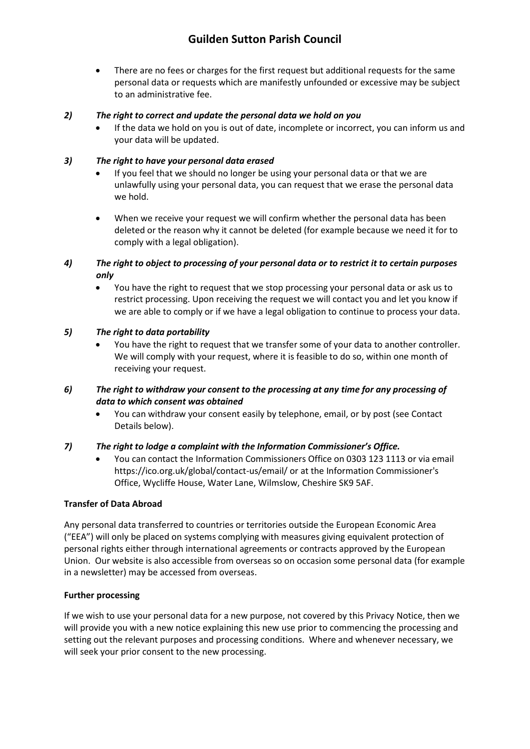- There are no fees or charges for the first request but additional requests for the same personal data or requests which are manifestly unfounded or excessive may be subject to an administrative fee.

***2) The right to correct and update the personal data we hold on you***

- If the data we hold on you is out of date, incomplete or incorrect, you can inform us and your data will be updated.

***3) The right to have your personal data erased***

- If you feel that we should no longer be using your personal data or that we are unlawfully using your personal data, you can request that we erase the personal data we hold.

- When we receive your request we will confirm whether the personal data has been deleted or the reason why it cannot be deleted (for example because we need it for to comply with a legal obligation).

***4) The right to object to processing of your personal data or to restrict it to certain purposes only***

- You have the right to request that we stop processing your personal data or ask us to restrict processing. Upon receiving the request we will contact you and let you know if we are able to comply or if we have a legal obligation to continue to process your data.

***5) The right to data portability***

- You have the right to request that we transfer some of your data to another controller. We will comply with your request, where it is feasible to do so, within one month of receiving your request.

***6) The right to withdraw your consent to the processing at any time for any processing of data to which consent was obtained***

- You can withdraw your consent easily by telephone, email, or by post (see Contact Details below).

***7) The right to lodge a complaint with the Information Commissioner's Office.***

- You can contact the Information Commissioners Office on 0303 123 1113 or via email https://ico.org.uk/global/contact-us/email/ or at the Information Commissioner's Office, Wycliffe House, Water Lane, Wilmslow, Cheshire SK9 5AF.

**Transfer of Data Abroad**

Any personal data transferred to countries or territories outside the European Economic Area ("EEA") will only be placed on systems complying with measures giving equivalent protection of personal rights either through international agreements or contracts approved by the European Union. Our website is also accessible from overseas so on occasion some personal data (for example in a newsletter) may be accessed from overseas.

**Further processing**

If we wish to use your personal data for a new purpose, not covered by this Privacy Notice, then we will provide you with a new notice explaining this new use prior to commencing the processing and setting out the relevant purposes and processing conditions. Where and whenever necessary, we will seek your prior consent to the new processing.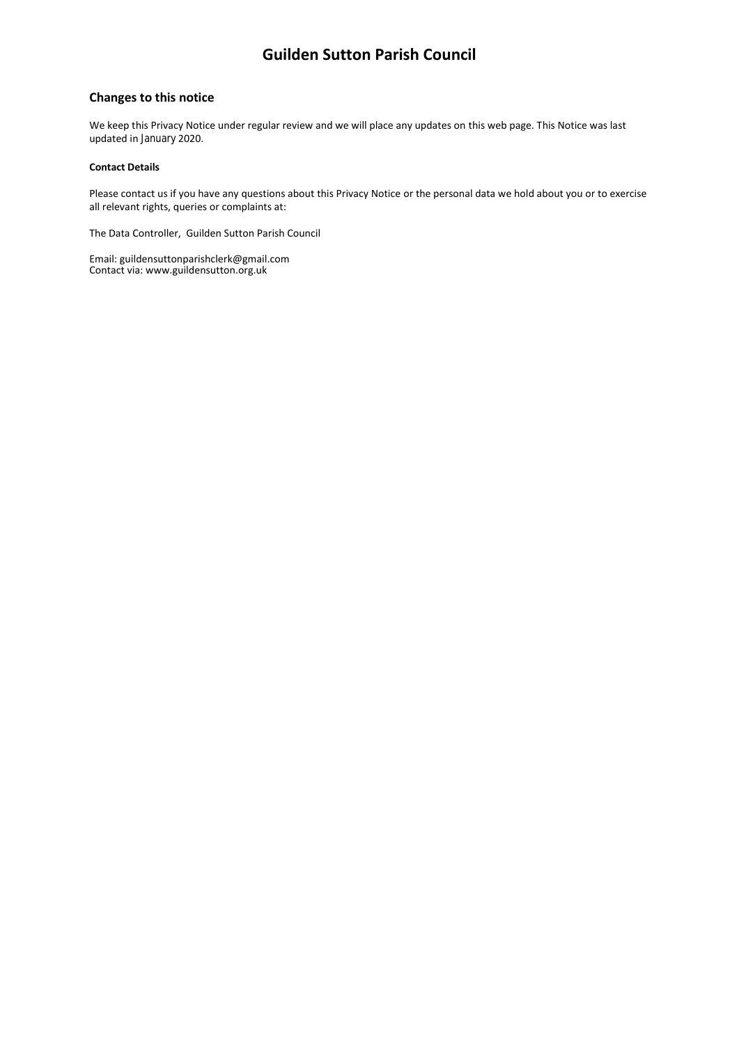## Changes to this notice

We keep this Privacy Notice under regular review and we will place any updates on this web page. This Notice was last updated in January 2020.

#### Contact Details

Please contact us if you have any questions about this Privacy Notice or the personal data we hold about you or to exercise all relevant rights, queries or complaints at:

The Data Controller, Guilden Sutton Parish Council

Email: guildensuttonparishclerk@gmail.com
Contact via: www.guildensutton.org.uk